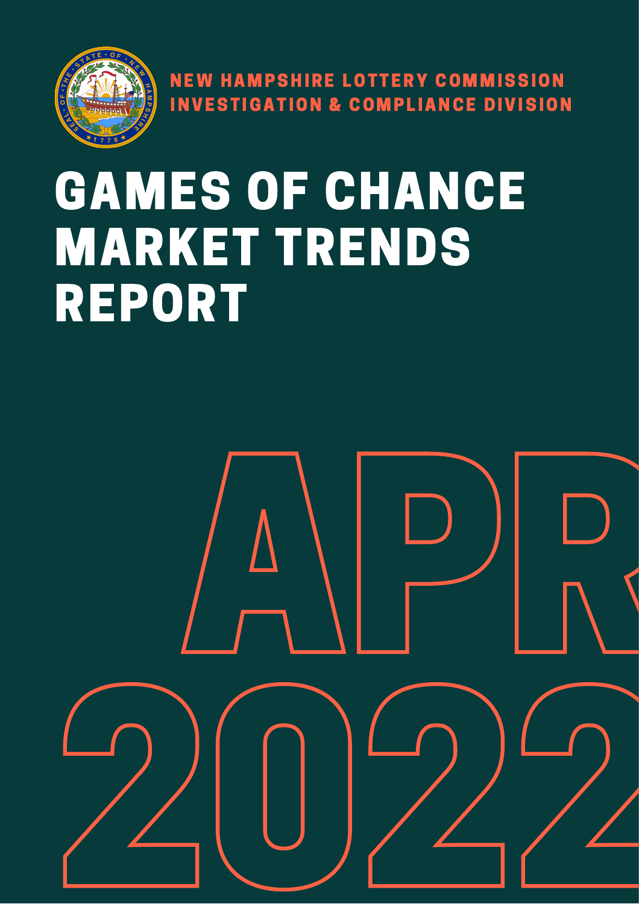NEW HAMPSHIRE LOTTERY COMMISSION
INVESTIGATION & COMPLIANCE DIVISION

# GAMES OF CHANCE MARKET TRENDS REPORT

APR 2022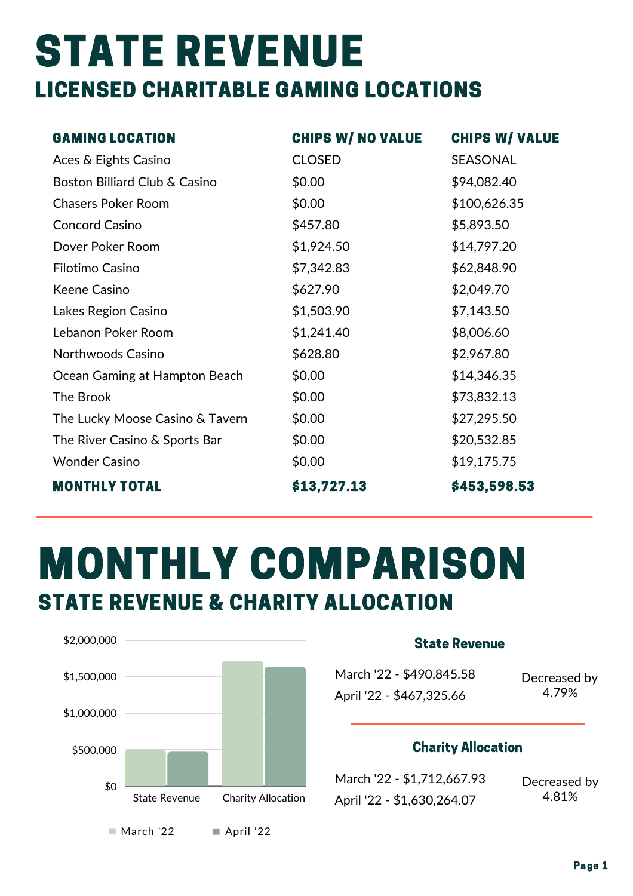# STATE REVENUE

## LICENSED CHARITABLE GAMING LOCATIONS

| GAMING LOCATION | CHIPS W/ NO VALUE | CHIPS W/ VALUE |
|---|---|---|
| Aces & Eights Casino | CLOSED | SEASONAL |
| Boston Billiard Club & Casino | $0.00 | $94,082.40 |
| Chasers Poker Room | $0.00 | $100,626.35 |
| Concord Casino | $457.80 | $5,893.50 |
| Dover Poker Room | $1,924.50 | $14,797.20 |
| Filotimo Casino | $7,342.83 | $62,848.90 |
| Keene Casino | $627.90 | $2,049.70 |
| Lakes Region Casino | $1,503.90 | $7,143.50 |
| Lebanon Poker Room | $1,241.40 | $8,006.60 |
| Northwoods Casino | $628.80 | $2,967.80 |
| Ocean Gaming at Hampton Beach | $0.00 | $14,346.35 |
| The Brook | $0.00 | $73,832.13 |
| The Lucky Moose Casino & Tavern | $0.00 | $27,295.50 |
| The River Casino & Sports Bar | $0.00 | $20,532.85 |
| Wonder Casino | $0.00 | $19,175.75 |
| **MONTHLY TOTAL** | **$13,727.13** | **$453,598.53** |

# MONTHLY COMPARISON

## STATE REVENUE & CHARITY ALLOCATION

| | March '22 | April '22 |
|---|---|---|
| State Revenue | $490,845.58 | $467,325.66 |
| Charity Allocation | $1,712,667.93 | $1,630,264.07 |

### State Revenue

March '22 - $490,845.58
April '22 - $467,325.66

Decreased by 4.79%

### Charity Allocation

March '22 - $1,712,667.93
April '22 - $1,630,264.07

Decreased by 4.81%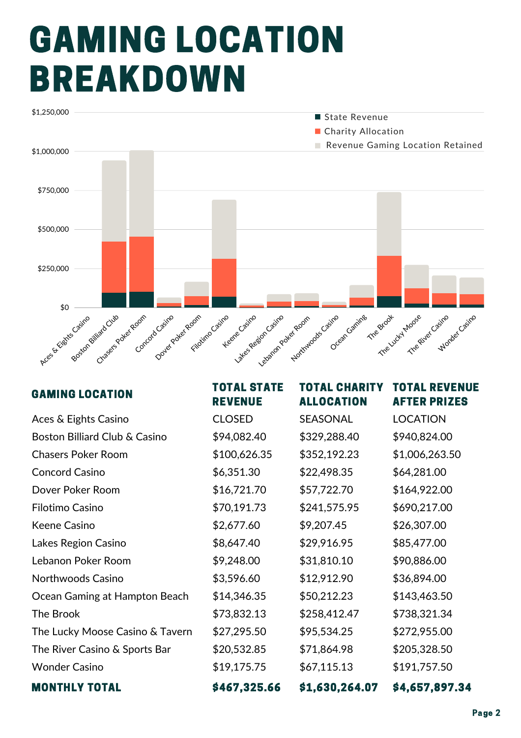# GAMING LOCATION BREAKDOWN

| GAMING LOCATION | TOTAL STATE REVENUE | TOTAL CHARITY ALLOCATION | TOTAL REVENUE AFTER PRIZES |
|---|---|---|---|
| Aces & Eights Casino | CLOSED | SEASONAL | LOCATION |
| Boston Billiard Club & Casino | $94,082.40 | $329,288.40 | $940,824.00 |
| Chasers Poker Room | $100,626.35 | $352,192.23 | $1,006,263.50 |
| Concord Casino | $6,351.30 | $22,498.35 | $64,281.00 |
| Dover Poker Room | $16,721.70 | $57,722.70 | $164,922.00 |
| Filotimo Casino | $70,191.73 | $241,575.95 | $690,217.00 |
| Keene Casino | $2,677.60 | $9,207.45 | $26,307.00 |
| Lakes Region Casino | $8,647.40 | $29,916.95 | $85,477.00 |
| Lebanon Poker Room | $9,248.00 | $31,810.10 | $90,886.00 |
| Northwoods Casino | $3,596.60 | $12,912.90 | $36,894.00 |
| Ocean Gaming at Hampton Beach | $14,346.35 | $50,212.23 | $143,463.50 |
| The Brook | $73,832.13 | $258,412.47 | $738,321.34 |
| The Lucky Moose Casino & Tavern | $27,295.50 | $95,534.25 | $272,955.00 |
| The River Casino & Sports Bar | $20,532.85 | $71,864.98 | $205,328.50 |
| Wonder Casino | $19,175.75 | $67,115.13 | $191,757.50 |
| **MONTHLY TOTAL** | **$467,325.66** | **$1,630,264.07** | **$4,657,897.34** |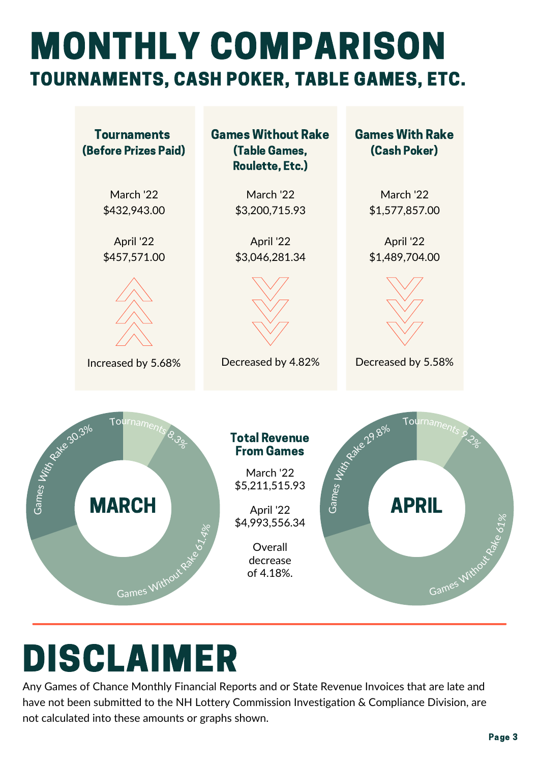# MONTHLY COMPARISON

## TOURNAMENTS, CASH POKER, TABLE GAMES, ETC.

**Tournaments (Before Prizes Paid)**

March '22
$432,943.00

April '22
$457,571.00

Increased by 5.68%

**Games Without Rake (Table Games, Roulette, Etc.)**

March '22
$3,200,715.93

April '22
$3,046,281.34

Decreased by 4.82%

**Games With Rake (Cash Poker)**

March '22
$1,577,857.00

April '22
$1,489,704.00

Decreased by 5.58%

MARCH

Tournaments 8.3%
Games Without Rake 61.4%
Games With Rake 30.3%

**Total Revenue From Games**

March '22
$5,211,515.93

April '22
$4,993,556.34

Overall decrease of 4.18%.

APRIL

Tournaments 9.2%
Games Without Rake 61%
Games With Rake 29.8%

# DISCLAIMER

Any Games of Chance Monthly Financial Reports and or State Revenue Invoices that are late and have not been submitted to the NH Lottery Commission Investigation & Compliance Division, are not calculated into these amounts or graphs shown.